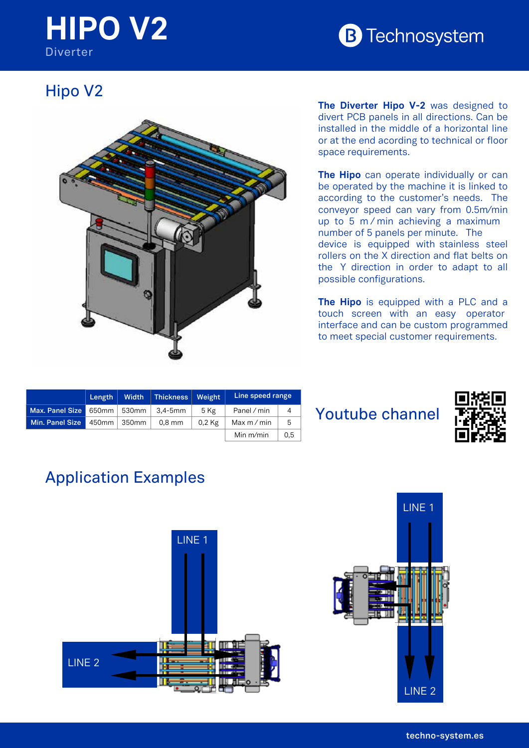# HIPO V2

Diverter

Technosystem

## Hipo V2

**The Diverter Hipo V-2** was designed to divert PCB panels in all directions. Can be installed in the middle of a horizontal line or at the end acording to technical or floor space requirements.

**The Hipo** can operate individually or can be operated by the machine it is linked to according to the customer's needs. The conveyor speed can vary from 0.5m/min up to 5 m / min achieving a maximum number of 5 panels per minute. The device is equipped with stainless steel rollers on the X direction and flat belts on the Y direction in order to adapt to all possible configurations.

**The Hipo** is equipped with a PLC and a touch screen with an easy operator interface and can be custom programmed to meet special customer requirements.

| | Length | Width | Thickness | Weight | Line speed range | |
|---|---|---|---|---|---|---|
| Max. Panel Size | 650mm | 530mm | 3,4-5mm | 5 Kg | Panel / min | 4 |
| Min. Panel Size | 450mm | 350mm | 0,8 mm | 0,2 Kg | Max m / min | 5 |
| | | | | | Min m/min | 0,5 |

Youtube channel

## Application Examples

LINE 1

LINE 2

LINE 1

LINE 2

techno-system.es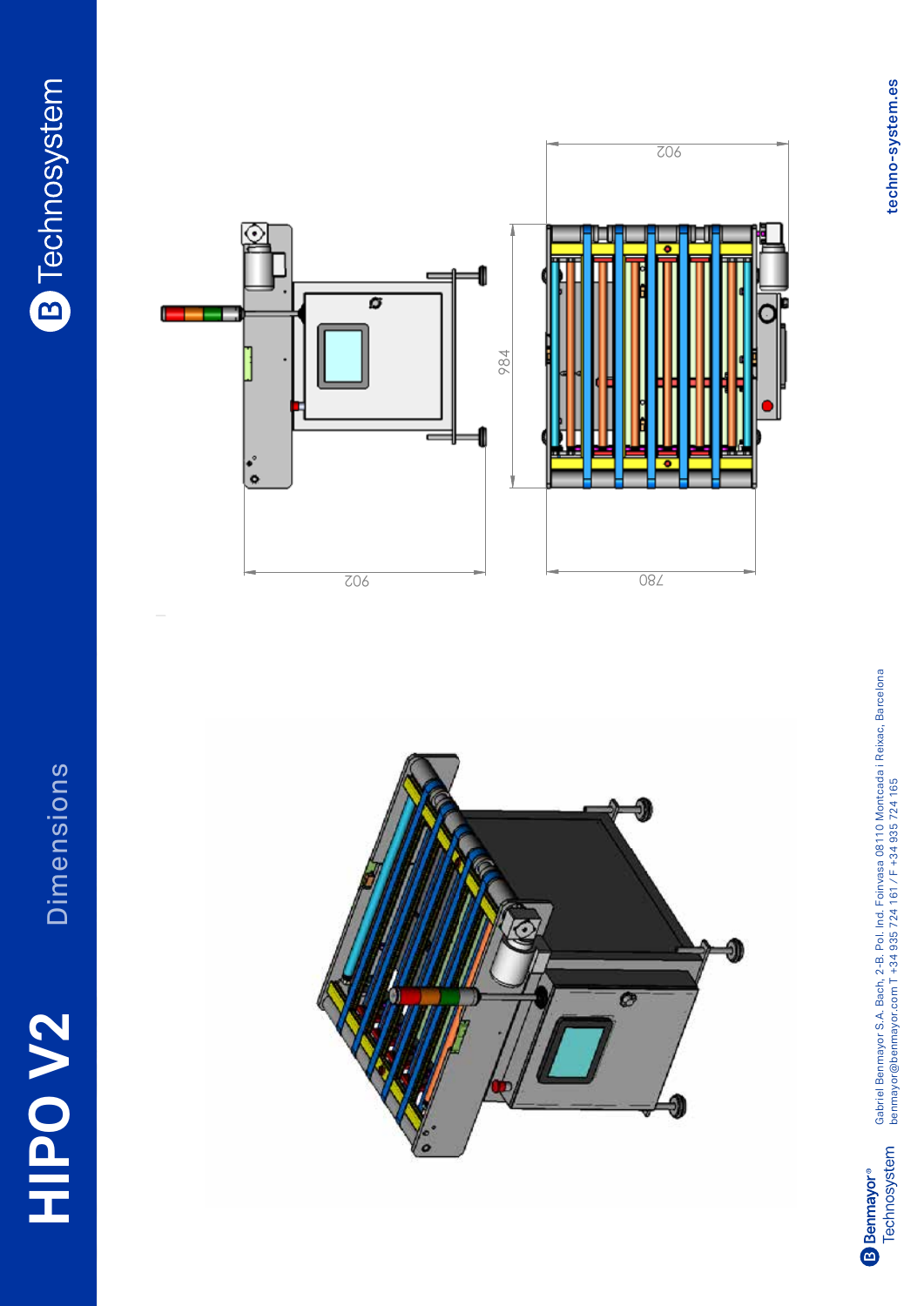# HIPO V2

## Dimensions

902

984

902

780

Gabriel Benmayor S.A. Bach, 2-B. Pol. Ind. Foinvasa 08110 Montcada i Reixac, Barcelona
benmayor@benmayor.com T +34 935 724 161 / F +34 935 724 165

techno-system.es